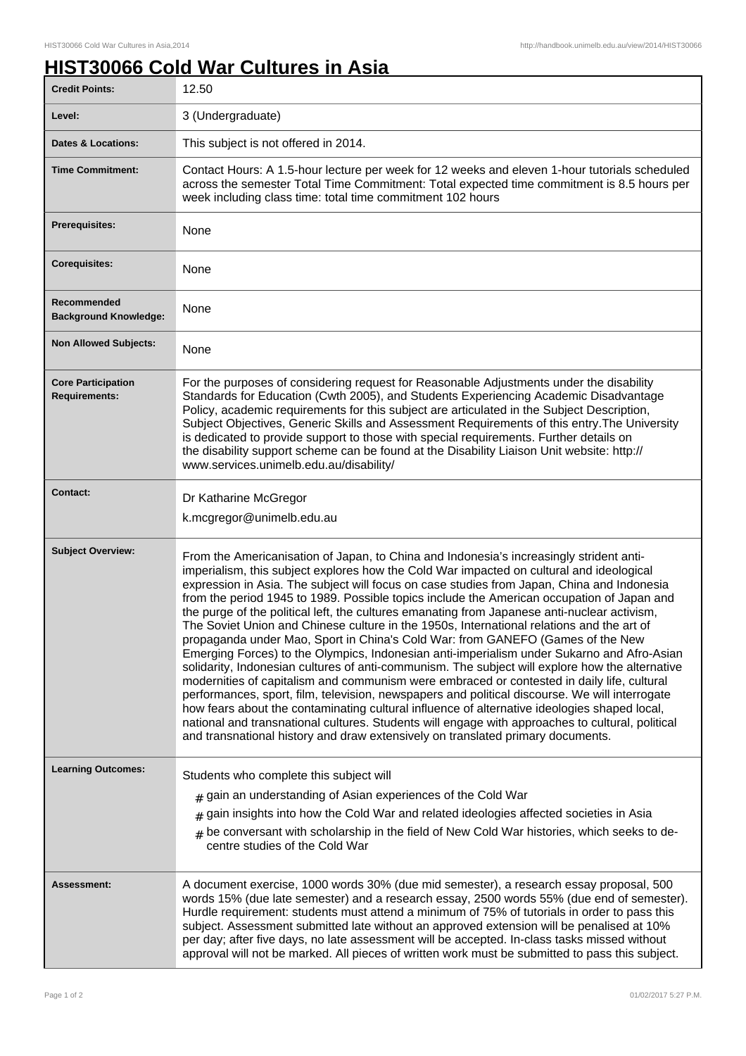# HIST30066 Cold War Cultures in Asia

| | |
|---|---|
| **Credit Points:** | 12.50 |
| **Level:** | 3 (Undergraduate) |
| **Dates & Locations:** | This subject is not offered in 2014. |
| **Time Commitment:** | Contact Hours: A 1.5-hour lecture per week for 12 weeks and eleven 1-hour tutorials scheduled across the semester Total Time Commitment: Total expected time commitment is 8.5 hours per week including class time: total time commitment 102 hours |
| **Prerequisites:** | None |
| **Corequisites:** | None |
| **Recommended Background Knowledge:** | None |
| **Non Allowed Subjects:** | None |
| **Core Participation Requirements:** | For the purposes of considering request for Reasonable Adjustments under the disability Standards for Education (Cwth 2005), and Students Experiencing Academic Disadvantage Policy, academic requirements for this subject are articulated in the Subject Description, Subject Objectives, Generic Skills and Assessment Requirements of this entry.The University is dedicated to provide support to those with special requirements. Further details on the disability support scheme can be found at the Disability Liaison Unit website: http://www.services.unimelb.edu.au/disability/ |
| **Contact:** | Dr Katharine McGregor<br>k.mcgregor@unimelb.edu.au |
| **Subject Overview:** | From the Americanisation of Japan, to China and Indonesia's increasingly strident anti-imperialism, this subject explores how the Cold War impacted on cultural and ideological expression in Asia. The subject will focus on case studies from Japan, China and Indonesia from the period 1945 to 1989. Possible topics include the American occupation of Japan and the purge of the political left, the cultures emanating from Japanese anti-nuclear activism, The Soviet Union and Chinese culture in the 1950s, International relations and the art of propaganda under Mao, Sport in China's Cold War: from GANEFO (Games of the New Emerging Forces) to the Olympics, Indonesian anti-imperialism under Sukarno and Afro-Asian solidarity, Indonesian cultures of anti-communism. The subject will explore how the alternative modernities of capitalism and communism were embraced or contested in daily life, cultural performances, sport, film, television, newspapers and political discourse. We will interrogate how fears about the contaminating cultural influence of alternative ideologies shaped local, national and transnational cultures. Students will engage with approaches to cultural, political and transnational history and draw extensively on translated primary documents. |
| **Learning Outcomes:** | Students who complete this subject will<br># gain an understanding of Asian experiences of the Cold War<br># gain insights into how the Cold War and related ideologies affected societies in Asia<br># be conversant with scholarship in the field of New Cold War histories, which seeks to de-centre studies of the Cold War |
| **Assessment:** | A document exercise, 1000 words 30% (due mid semester), a research essay proposal, 500 words 15% (due late semester) and a research essay, 2500 words 55% (due end of semester). Hurdle requirement: students must attend a minimum of 75% of tutorials in order to pass this subject. Assessment submitted late without an approved extension will be penalised at 10% per day; after five days, no late assessment will be accepted. In-class tasks missed without approval will not be marked. All pieces of written work must be submitted to pass this subject. |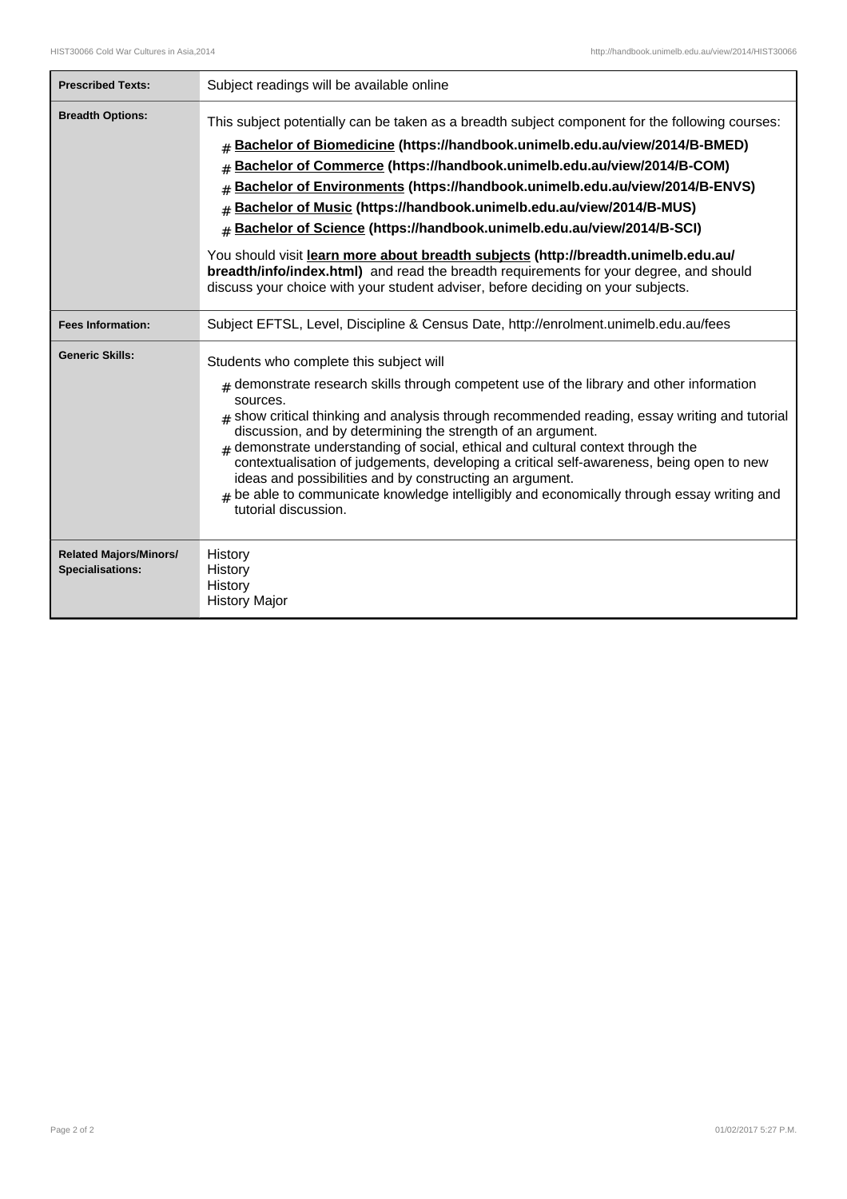| | |
|---|---|
| **Prescribed Texts:** | Subject readings will be available online |
| **Breadth Options:** | This subject potentially can be taken as a breadth subject component for the following courses:<br># **Bachelor of Biomedicine (https://handbook.unimelb.edu.au/view/2014/B-BMED)**<br># **Bachelor of Commerce (https://handbook.unimelb.edu.au/view/2014/B-COM)**<br># **Bachelor of Environments (https://handbook.unimelb.edu.au/view/2014/B-ENVS)**<br># **Bachelor of Music (https://handbook.unimelb.edu.au/view/2014/B-MUS)**<br># **Bachelor of Science (https://handbook.unimelb.edu.au/view/2014/B-SCI)**<br>You should visit **learn more about breadth subjects (http://breadth.unimelb.edu.au/breadth/info/index.html)** and read the breadth requirements for your degree, and should discuss your choice with your student adviser, before deciding on your subjects. |
| **Fees Information:** | Subject EFTSL, Level, Discipline & Census Date, http://enrolment.unimelb.edu.au/fees |
| **Generic Skills:** | Students who complete this subject will<br># demonstrate research skills through competent use of the library and other information sources.<br># show critical thinking and analysis through recommended reading, essay writing and tutorial discussion, and by determining the strength of an argument.<br># demonstrate understanding of social, ethical and cultural context through the contextualisation of judgements, developing a critical self-awareness, being open to new ideas and possibilities and by constructing an argument.<br># be able to communicate knowledge intelligibly and economically through essay writing and tutorial discussion. |
| **Related Majors/Minors/ Specialisations:** | History<br>History<br>History<br>History Major |